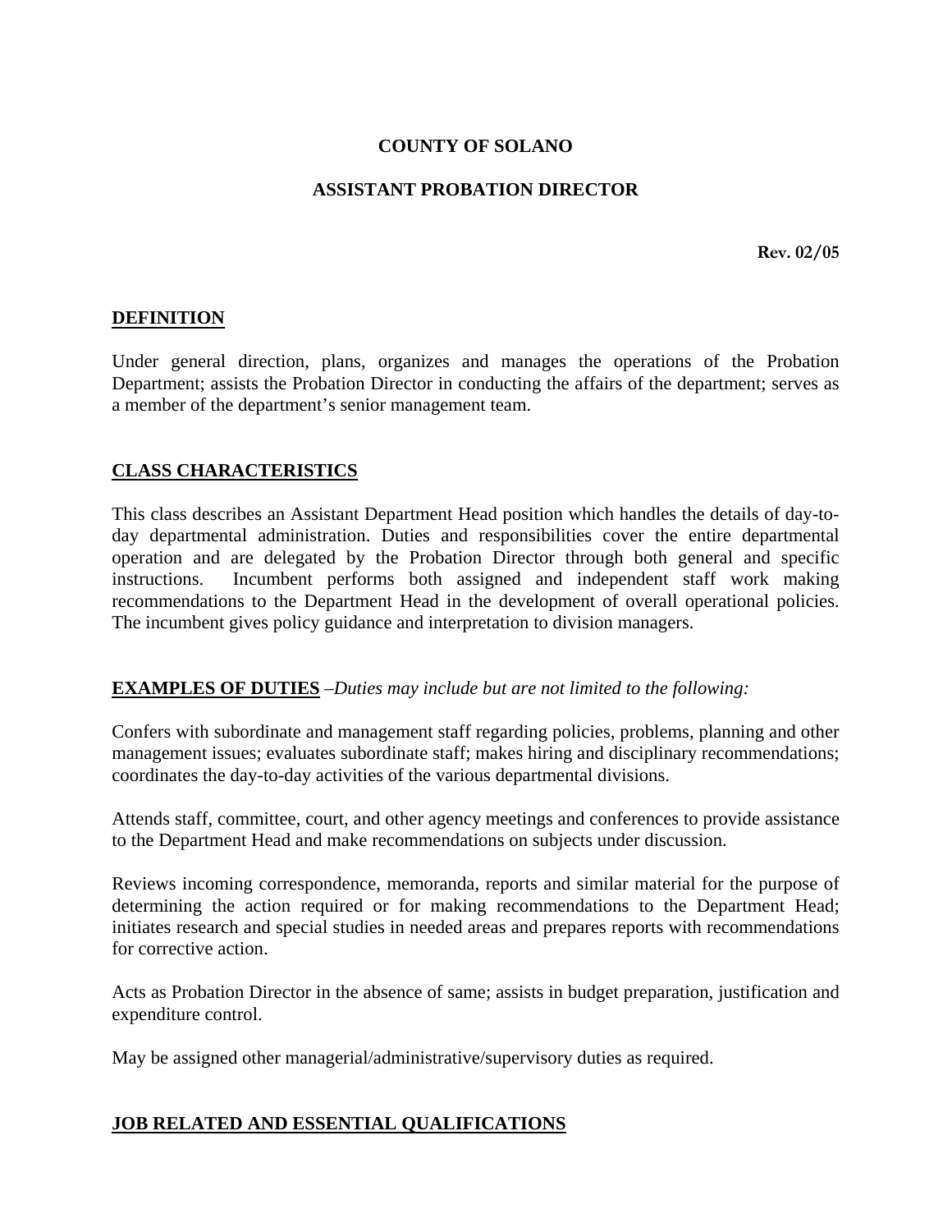# COUNTY OF SOLANO

## ASSISTANT PROBATION DIRECTOR

**Rev. 02/05**

## DEFINITION

Under general direction, plans, organizes and manages the operations of the Probation Department; assists the Probation Director in conducting the affairs of the department; serves as a member of the department's senior management team.

## CLASS CHARACTERISTICS

This class describes an Assistant Department Head position which handles the details of day-to-day departmental administration. Duties and responsibilities cover the entire departmental operation and are delegated by the Probation Director through both general and specific instructions. Incumbent performs both assigned and independent staff work making recommendations to the Department Head in the development of overall operational policies. The incumbent gives policy guidance and interpretation to division managers.

## EXAMPLES OF DUTIES –*Duties may include but are not limited to the following:*

Confers with subordinate and management staff regarding policies, problems, planning and other management issues; evaluates subordinate staff; makes hiring and disciplinary recommendations; coordinates the day-to-day activities of the various departmental divisions.

Attends staff, committee, court, and other agency meetings and conferences to provide assistance to the Department Head and make recommendations on subjects under discussion.

Reviews incoming correspondence, memoranda, reports and similar material for the purpose of determining the action required or for making recommendations to the Department Head; initiates research and special studies in needed areas and prepares reports with recommendations for corrective action.

Acts as Probation Director in the absence of same; assists in budget preparation, justification and expenditure control.

May be assigned other managerial/administrative/supervisory duties as required.

## JOB RELATED AND ESSENTIAL QUALIFICATIONS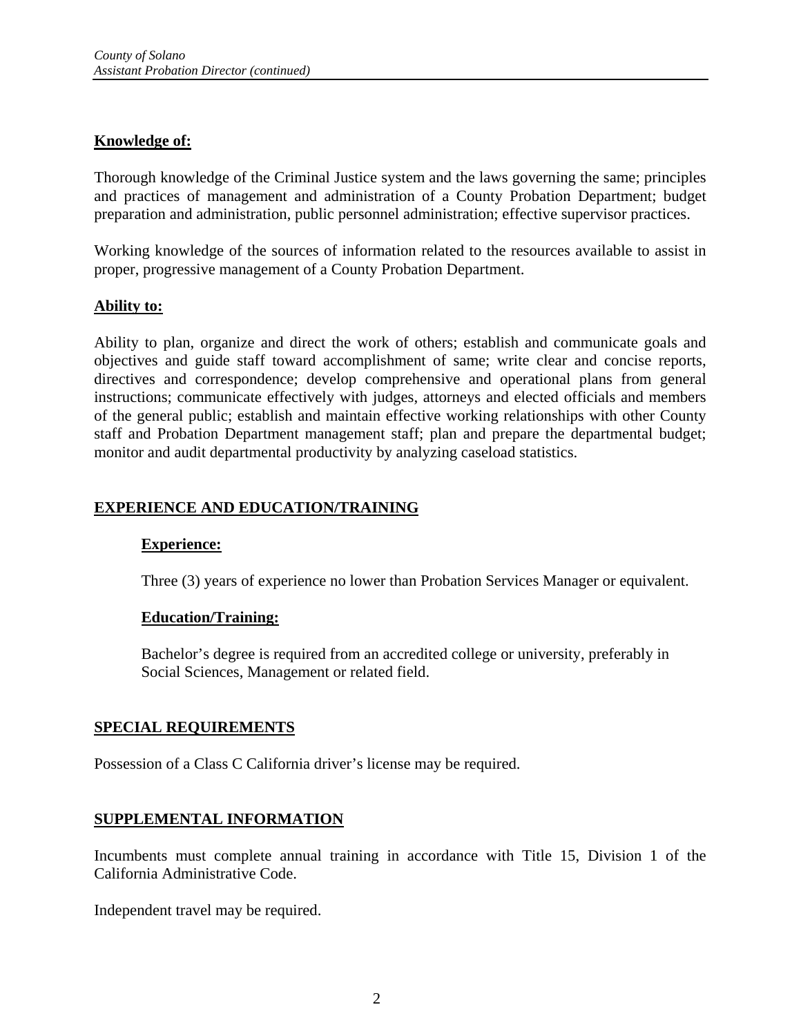**Knowledge of:**

Thorough knowledge of the Criminal Justice system and the laws governing the same; principles and practices of management and administration of a County Probation Department; budget preparation and administration, public personnel administration; effective supervisor practices.

Working knowledge of the sources of information related to the resources available to assist in proper, progressive management of a County Probation Department.

**Ability to:**

Ability to plan, organize and direct the work of others; establish and communicate goals and objectives and guide staff toward accomplishment of same; write clear and concise reports, directives and correspondence; develop comprehensive and operational plans from general instructions; communicate effectively with judges, attorneys and elected officials and members of the general public; establish and maintain effective working relationships with other County staff and Probation Department management staff; plan and prepare the departmental budget; monitor and audit departmental productivity by analyzing caseload statistics.

## EXPERIENCE AND EDUCATION/TRAINING

**Experience:**

Three (3) years of experience no lower than Probation Services Manager or equivalent.

**Education/Training:**

Bachelor's degree is required from an accredited college or university, preferably in Social Sciences, Management or related field.

## SPECIAL REQUIREMENTS

Possession of a Class C California driver's license may be required.

## SUPPLEMENTAL INFORMATION

Incumbents must complete annual training in accordance with Title 15, Division 1 of the California Administrative Code.

Independent travel may be required.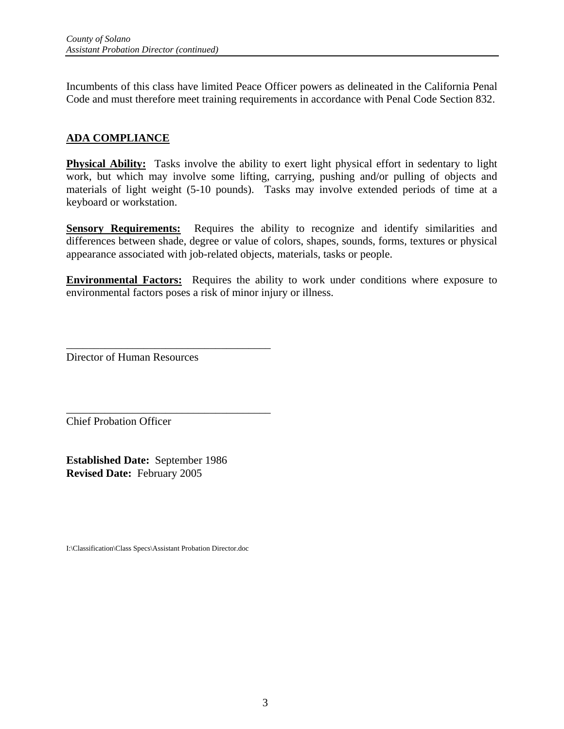Incumbents of this class have limited Peace Officer powers as delineated in the California Penal Code and must therefore meet training requirements in accordance with Penal Code Section 832.

## ADA COMPLIANCE

**Physical Ability:** Tasks involve the ability to exert light physical effort in sedentary to light work, but which may involve some lifting, carrying, pushing and/or pulling of objects and materials of light weight (5-10 pounds). Tasks may involve extended periods of time at a keyboard or workstation.

**Sensory Requirements:** Requires the ability to recognize and identify similarities and differences between shade, degree or value of colors, shapes, sounds, forms, textures or physical appearance associated with job-related objects, materials, tasks or people.

**Environmental Factors:** Requires the ability to work under conditions where exposure to environmental factors poses a risk of minor injury or illness.

\_\_\_\_\_\_\_\_\_\_\_\_\_\_\_\_\_\_\_\_\_\_\_\_\_\_\_\_\_\_\_\_\_\_\_\_\_

Director of Human Resources

\_\_\_\_\_\_\_\_\_\_\_\_\_\_\_\_\_\_\_\_\_\_\_\_\_\_\_\_\_\_\_\_\_\_\_\_\_

Chief Probation Officer

**Established Date:** September 1986
**Revised Date:** February 2005

I:\Classification\Class Specs\Assistant Probation Director.doc